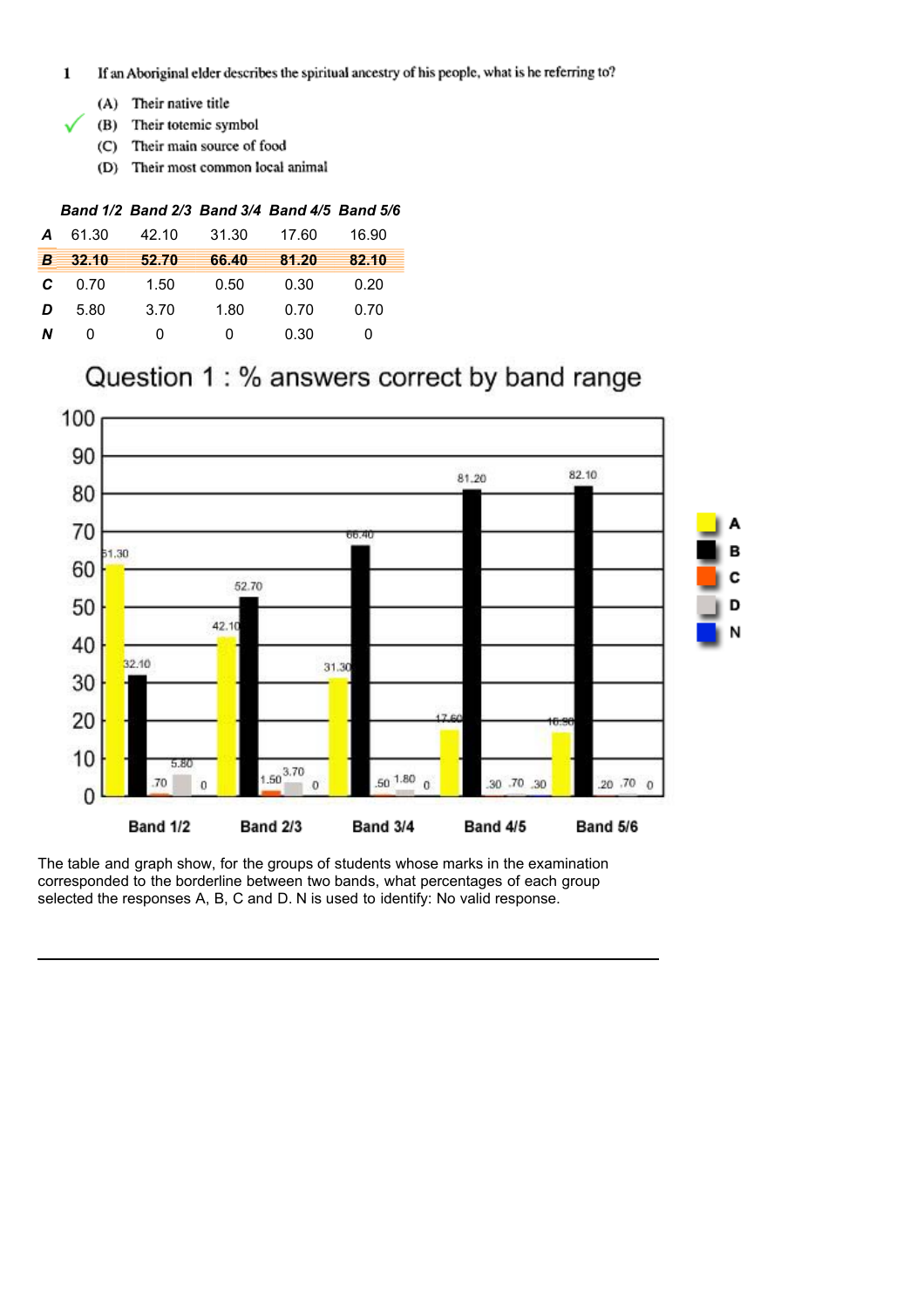1 If an Aboriginal elder describes the spiritual ancestry of his people, what is he referring to?

(A) Their native title

✓ (B) Their totemic symbol

(C) Their main source of food

(D) Their most common local animal

| | *Band 1/2* | *Band 2/3* | *Band 3/4* | *Band 4/5* | *Band 5/6* |
|---|---|---|---|---|---|
| ***A*** | 61.30 | 42.10 | 31.30 | 17.60 | 16.90 |
| ***B*** | **32.10** | **52.70** | **66.40** | **81.20** | **82.10** |
| ***C*** | 0.70 | 1.50 | 0.50 | 0.30 | 0.20 |
| ***D*** | 5.80 | 3.70 | 1.80 | 0.70 | 0.70 |
| ***N*** | 0 | 0 | 0 | 0.30 | 0 |

Question 1 : % answers correct by band range

The table and graph show, for the groups of students whose marks in the examination corresponded to the borderline between two bands, what percentages of each group selected the responses A, B, C and D. N is used to identify: No valid response.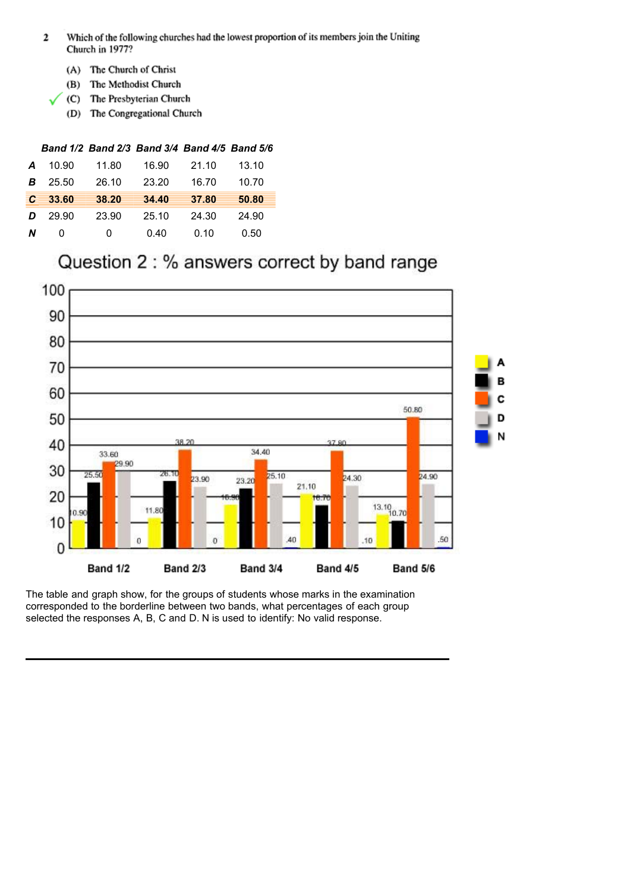2 Which of the following churches had the lowest proportion of its members join the Uniting Church in 1977?

(A) The Church of Christ

(B) The Methodist Church

✓ (C) The Presbyterian Church

(D) The Congregational Church

| | Band 1/2 | Band 2/3 | Band 3/4 | Band 4/5 | Band 5/6 |
|---|---|---|---|---|---|
| **A** | 10.90 | 11.80 | 16.90 | 21.10 | 13.10 |
| **B** | 25.50 | 26.10 | 23.20 | 16.70 | 10.70 |
| **C** | **33.60** | **38.20** | **34.40** | **37.80** | **50.80** |
| **D** | 29.90 | 23.90 | 25.10 | 24.30 | 24.90 |
| **N** | 0 | 0 | 0.40 | 0.10 | 0.50 |

Question 2 : % answers correct by band range

The table and graph show, for the groups of students whose marks in the examination corresponded to the borderline between two bands, what percentages of each group selected the responses A, B, C and D. N is used to identify: No valid response.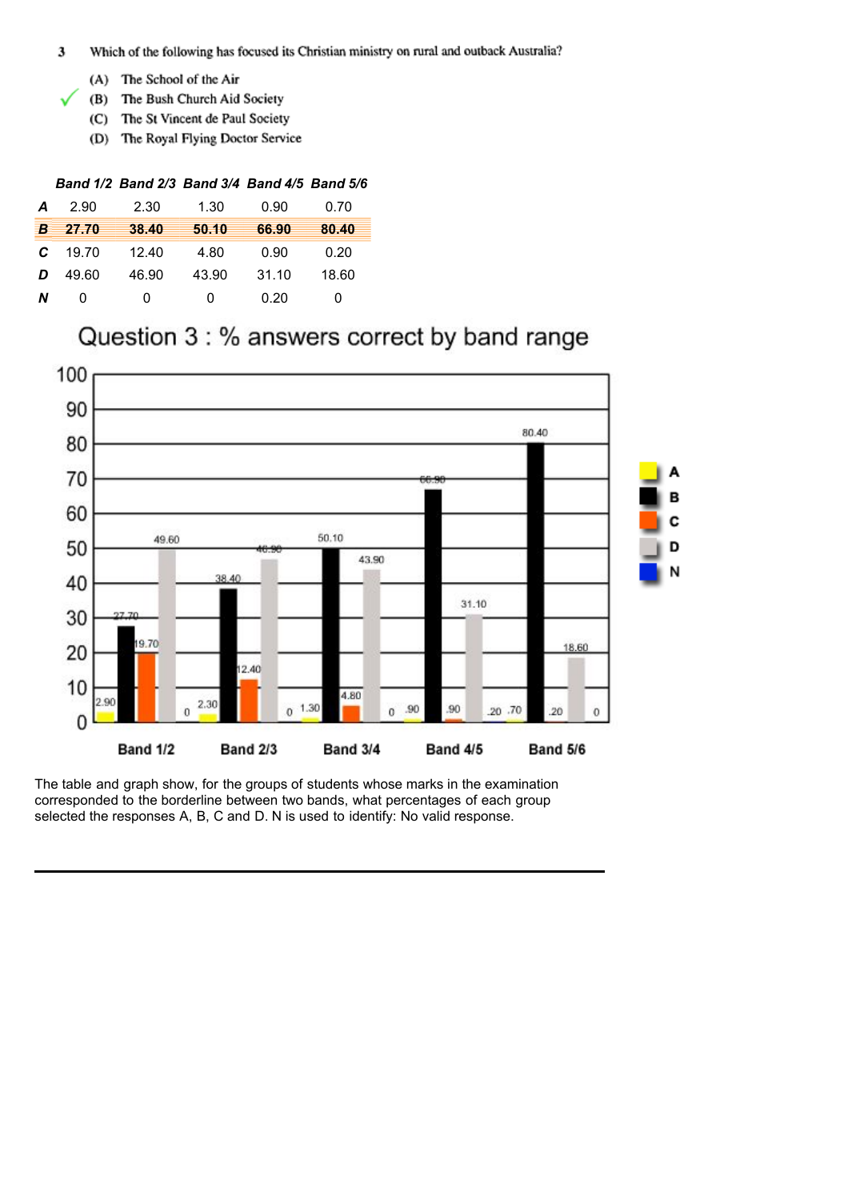3 Which of the following has focused its Christian ministry on rural and outback Australia?

(A) The School of the Air
✓ (B) The Bush Church Aid Society
(C) The St Vincent de Paul Society
(D) The Royal Flying Doctor Service

| | Band 1/2 | Band 2/3 | Band 3/4 | Band 4/5 | Band 5/6 |
|---|---|---|---|---|---|
| **A** | 2.90 | 2.30 | 1.30 | 0.90 | 0.70 |
| **B** | **27.70** | **38.40** | **50.10** | **66.90** | **80.40** |
| **C** | 19.70 | 12.40 | 4.80 | 0.90 | 0.20 |
| **D** | 49.60 | 46.90 | 43.90 | 31.10 | 18.60 |
| **N** | 0 | 0 | 0 | 0.20 | 0 |

Question 3 : % answers correct by band range

The table and graph show, for the groups of students whose marks in the examination corresponded to the borderline between two bands, what percentages of each group selected the responses A, B, C and D. N is used to identify: No valid response.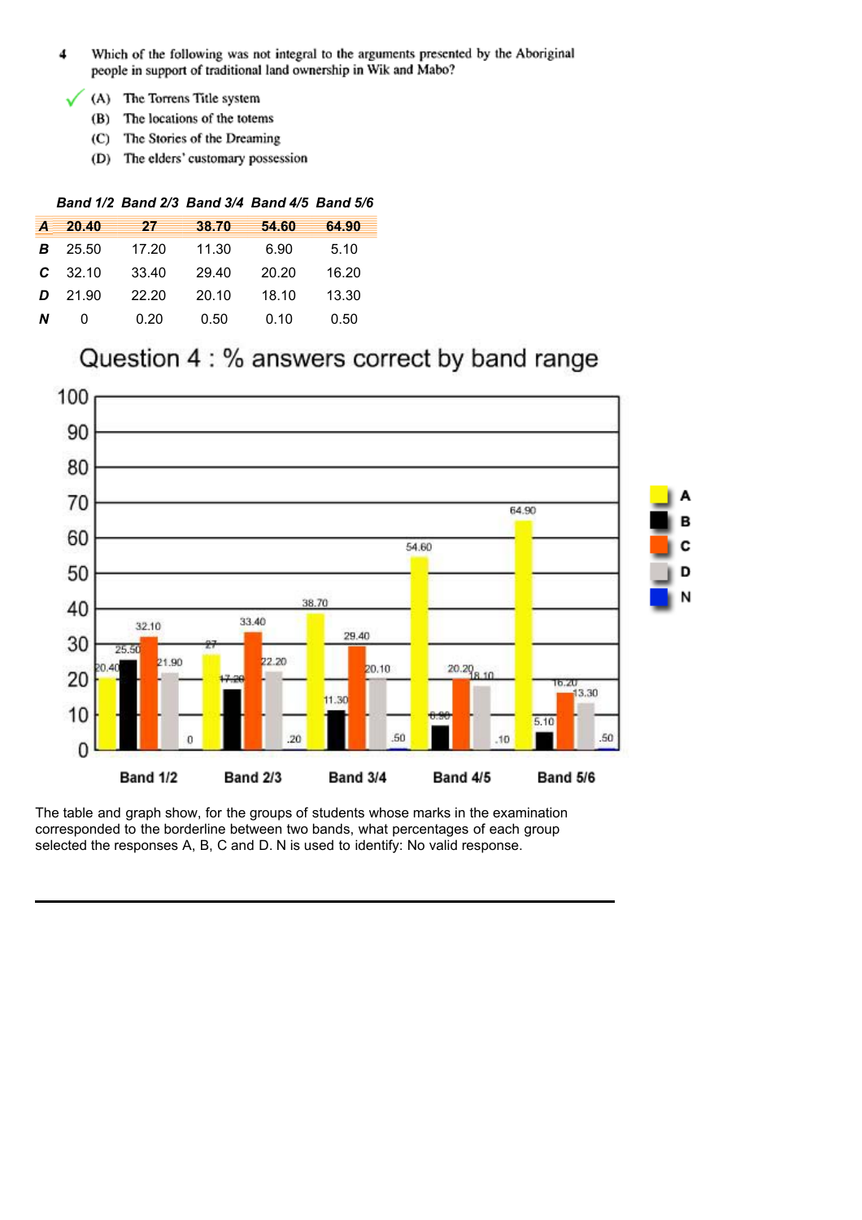4 Which of the following was not integral to the arguments presented by the Aboriginal people in support of traditional land ownership in Wik and Mabo?

✓ (A) The Torrens Title system

(B) The locations of the totems

(C) The Stories of the Dreaming

(D) The elders' customary possession

| | Band 1/2 | Band 2/3 | Band 3/4 | Band 4/5 | Band 5/6 |
|---|---|---|---|---|---|
| **A** | **20.40** | **27** | **38.70** | **54.60** | **64.90** |
| **B** | 25.50 | 17.20 | 11.30 | 6.90 | 5.10 |
| **C** | 32.10 | 33.40 | 29.40 | 20.20 | 16.20 |
| **D** | 21.90 | 22.20 | 20.10 | 18.10 | 13.30 |
| **N** | 0 | 0.20 | 0.50 | 0.10 | 0.50 |

Question 4 : % answers correct by band range

The table and graph show, for the groups of students whose marks in the examination corresponded to the borderline between two bands, what percentages of each group selected the responses A, B, C and D. N is used to identify: No valid response.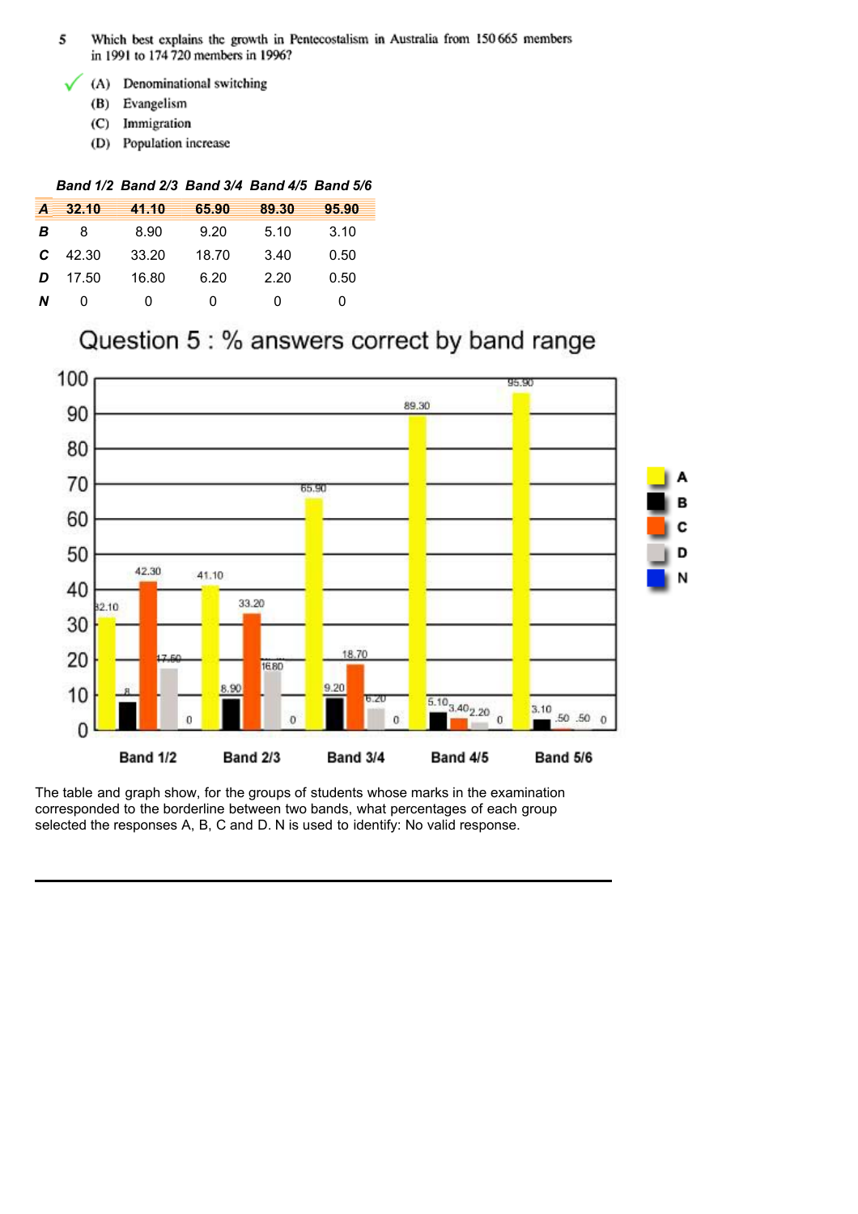5 Which best explains the growth in Pentecostalism in Australia from 150 665 members in 1991 to 174 720 members in 1996?

✓ (A) Denominational switching
(B) Evangelism
(C) Immigration
(D) Population increase

| | Band 1/2 | Band 2/3 | Band 3/4 | Band 4/5 | Band 5/6 |
|---|---|---|---|---|---|
| **A** | **32.10** | **41.10** | **65.90** | **89.30** | **95.90** |
| **B** | 8 | 8.90 | 9.20 | 5.10 | 3.10 |
| **C** | 42.30 | 33.20 | 18.70 | 3.40 | 0.50 |
| **D** | 17.50 | 16.80 | 6.20 | 2.20 | 0.50 |
| **N** | 0 | 0 | 0 | 0 | 0 |

Question 5 : % answers correct by band range

| | A | B | C | D | N |
|---|---|---|---|---|---|
| Band 1/2 | 32.10 | 8 | 42.30 | 17.50 | 0 |
| Band 2/3 | 41.10 | 8.90 | 33.20 | 16.80 | 0 |
| Band 3/4 | 65.90 | 9.20 | 18.70 | 6.20 | 0 |
| Band 4/5 | 89.30 | 5.10 | 3.40 | 2.20 | 0 |
| Band 5/6 | 95.90 | 3.10 | .50 | .50 | 0 |

The table and graph show, for the groups of students whose marks in the examination corresponded to the borderline between two bands, what percentages of each group selected the responses A, B, C and D. N is used to identify: No valid response.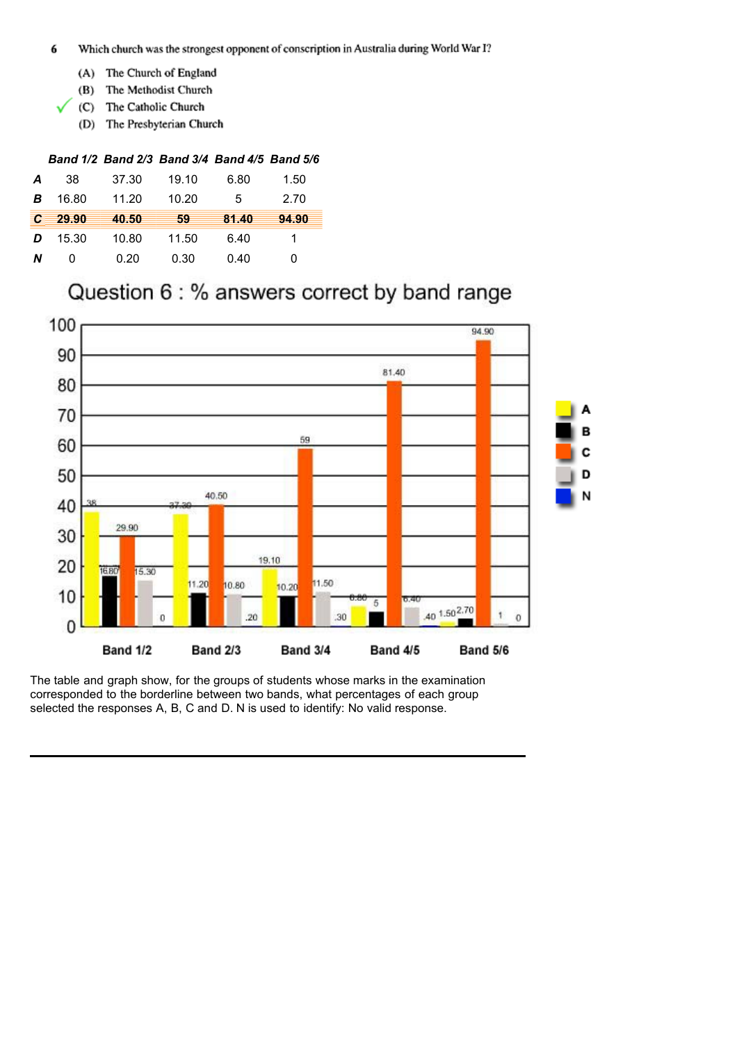6 Which church was the strongest opponent of conscription in Australia during World War I?

(A) The Church of England

(B) The Methodist Church

✓ (C) The Catholic Church

(D) The Presbyterian Church

| | *Band 1/2* | *Band 2/3* | *Band 3/4* | *Band 4/5* | *Band 5/6* |
|---|---|---|---|---|---|
| ***A*** | 38 | 37.30 | 19.10 | 6.80 | 1.50 |
| ***B*** | 16.80 | 11.20 | 10.20 | 5 | 2.70 |
| ***C*** | **29.90** | **40.50** | **59** | **81.40** | **94.90** |
| ***D*** | 15.30 | 10.80 | 11.50 | 6.40 | 1 |
| ***N*** | 0 | 0.20 | 0.30 | 0.40 | 0 |

Question 6 : % answers correct by band range

The table and graph show, for the groups of students whose marks in the examination corresponded to the borderline between two bands, what percentages of each group selected the responses A, B, C and D. N is used to identify: No valid response.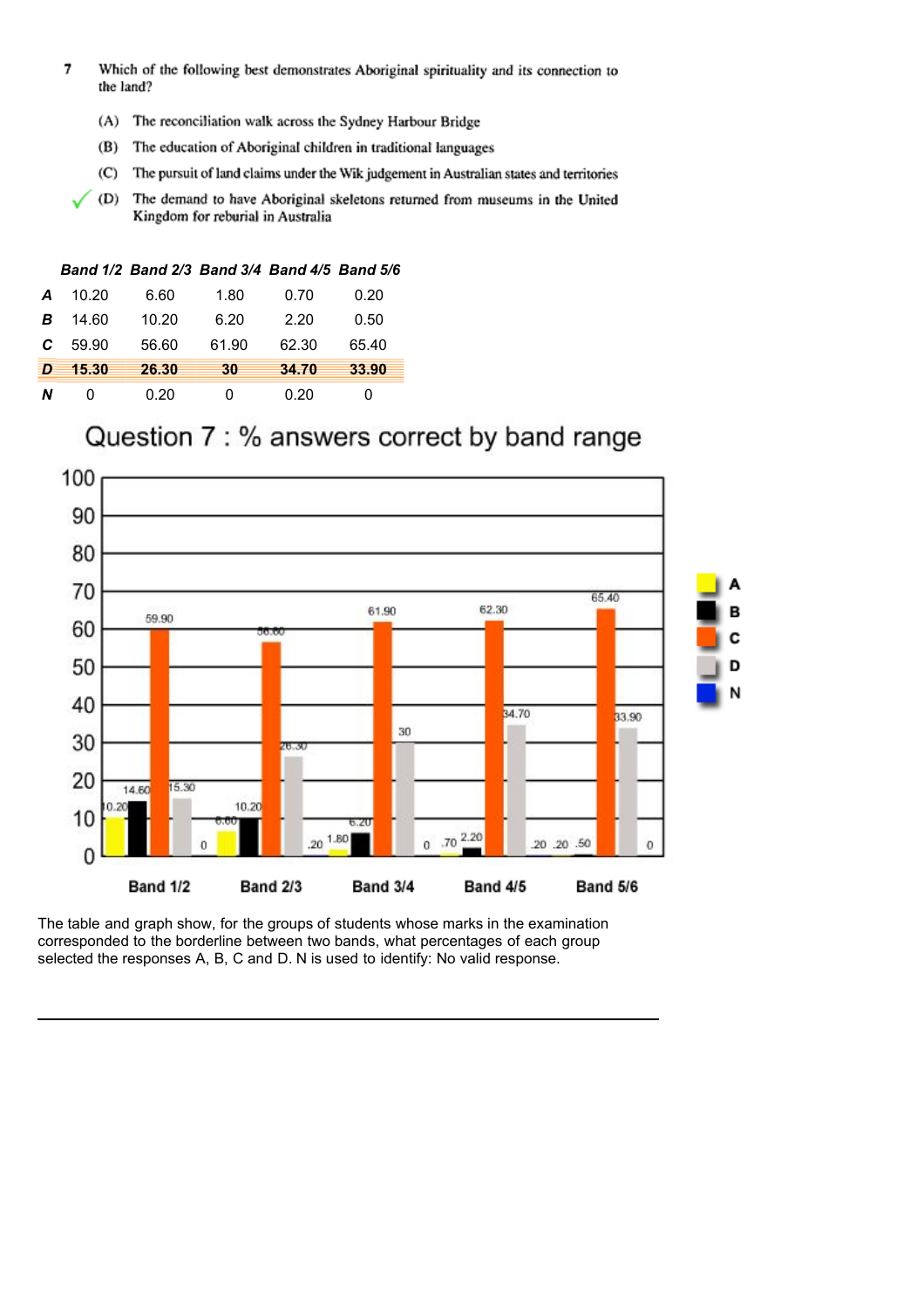7 Which of the following best demonstrates Aboriginal spirituality and its connection to the land?

(A) The reconciliation walk across the Sydney Harbour Bridge

(B) The education of Aboriginal children in traditional languages

(C) The pursuit of land claims under the Wik judgement in Australian states and territories

✓ (D) The demand to have Aboriginal skeletons returned from museums in the United Kingdom for reburial in Australia

| | *Band 1/2* | *Band 2/3* | *Band 3/4* | *Band 4/5* | *Band 5/6* |
|---|---|---|---|---|---|
| ***A*** | 10.20 | 6.60 | 1.80 | 0.70 | 0.20 |
| ***B*** | 14.60 | 10.20 | 6.20 | 2.20 | 0.50 |
| ***C*** | 59.90 | 56.60 | 61.90 | 62.30 | 65.40 |
| ***D*** | **15.30** | **26.30** | **30** | **34.70** | **33.90** |
| ***N*** | 0 | 0.20 | 0 | 0.20 | 0 |

Question 7 : % answers correct by band range

The table and graph show, for the groups of students whose marks in the examination corresponded to the borderline between two bands, what percentages of each group selected the responses A, B, C and D. N is used to identify: No valid response.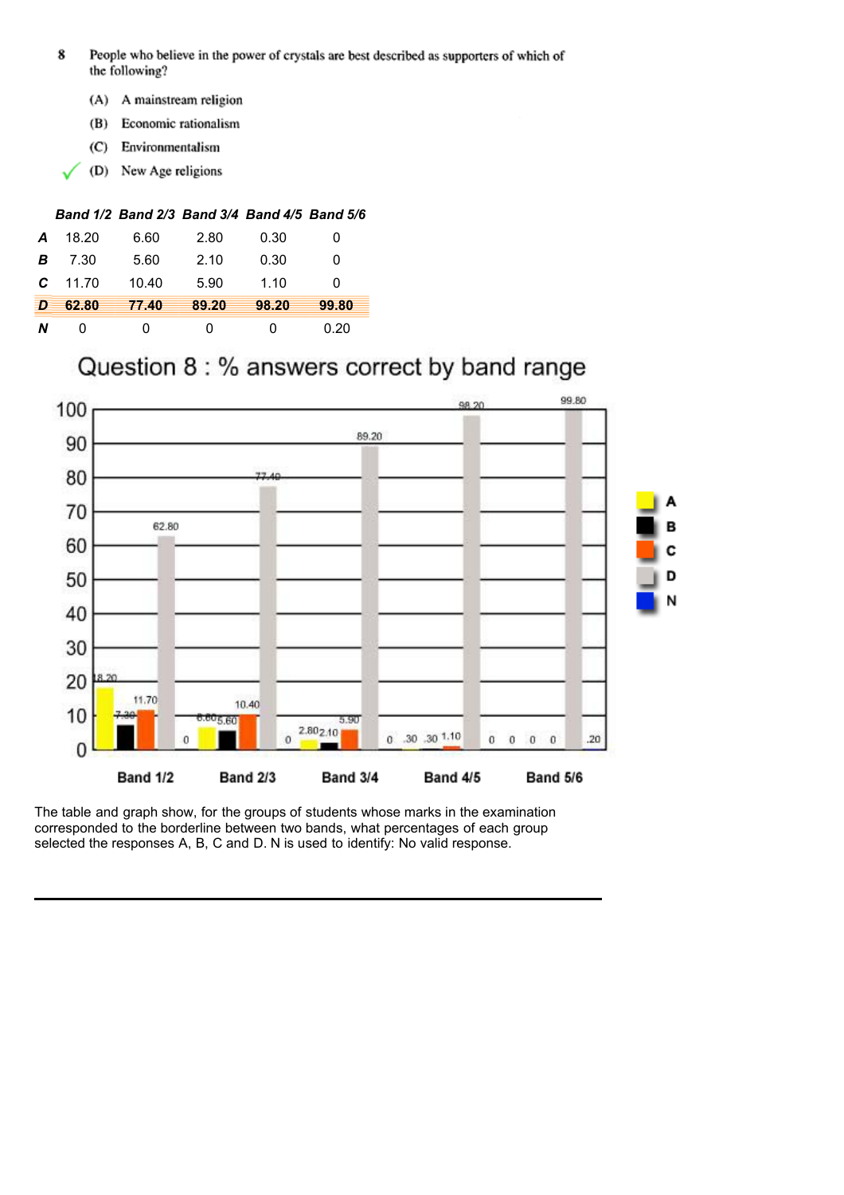8 People who believe in the power of crystals are best described as supporters of which of the following?

(A) A mainstream religion

(B) Economic rationalism

(C) Environmentalism

✓ (D) New Age religions

| | *Band 1/2* | *Band 2/3* | *Band 3/4* | *Band 4/5* | *Band 5/6* |
|---|---|---|---|---|---|
| ***A*** | 18.20 | 6.60 | 2.80 | 0.30 | 0 |
| ***B*** | 7.30 | 5.60 | 2.10 | 0.30 | 0 |
| ***C*** | 11.70 | 10.40 | 5.90 | 1.10 | 0 |
| ***D*** | **62.80** | **77.40** | **89.20** | **98.20** | **99.80** |
| ***N*** | 0 | 0 | 0 | 0 | 0.20 |

## Question 8 : % answers correct by band range

| | Band 1/2 | Band 2/3 | Band 3/4 | Band 4/5 | Band 5/6 |
|---|---|---|---|---|---|
| A | 18.20 | 6.60 | 2.80 | .30 | 0 |
| B | 7.30 | 5.60 | 2.10 | .30 | 0 |
| C | 11.70 | 10.40 | 5.90 | 1.10 | 0 |
| D | 62.80 | 77.40 | 89.20 | 98.20 | 99.80 |
| N | 0 | 0 | 0 | 0 | .20 |

The table and graph show, for the groups of students whose marks in the examination corresponded to the borderline between two bands, what percentages of each group selected the responses A, B, C and D. N is used to identify: No valid response.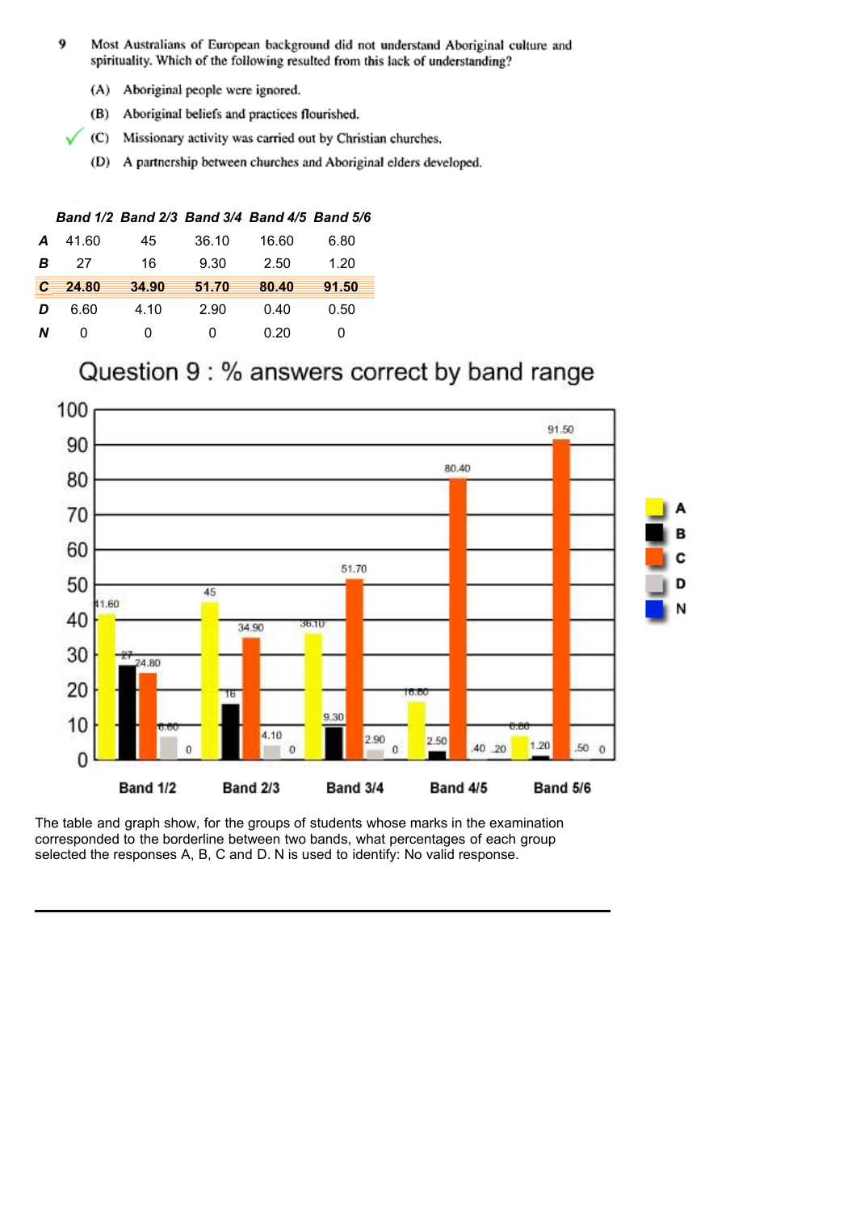**9** Most Australians of European background did not understand Aboriginal culture and spirituality. Which of the following resulted from this lack of understanding?

(A) Aboriginal people were ignored.

(B) Aboriginal beliefs and practices flourished.

✓ (C) Missionary activity was carried out by Christian churches.

(D) A partnership between churches and Aboriginal elders developed.

| | *Band 1/2* | *Band 2/3* | *Band 3/4* | *Band 4/5* | *Band 5/6* |
|---|---|---|---|---|---|
| ***A*** | 41.60 | 45 | 36.10 | 16.60 | 6.80 |
| ***B*** | 27 | 16 | 9.30 | 2.50 | 1.20 |
| ***C*** | **24.80** | **34.90** | **51.70** | **80.40** | **91.50** |
| ***D*** | 6.60 | 4.10 | 2.90 | 0.40 | 0.50 |
| ***N*** | 0 | 0 | 0 | 0.20 | 0 |

Question 9 : % answers correct by band range

The table and graph show, for the groups of students whose marks in the examination corresponded to the borderline between two bands, what percentages of each group selected the responses A, B, C and D. N is used to identify: No valid response.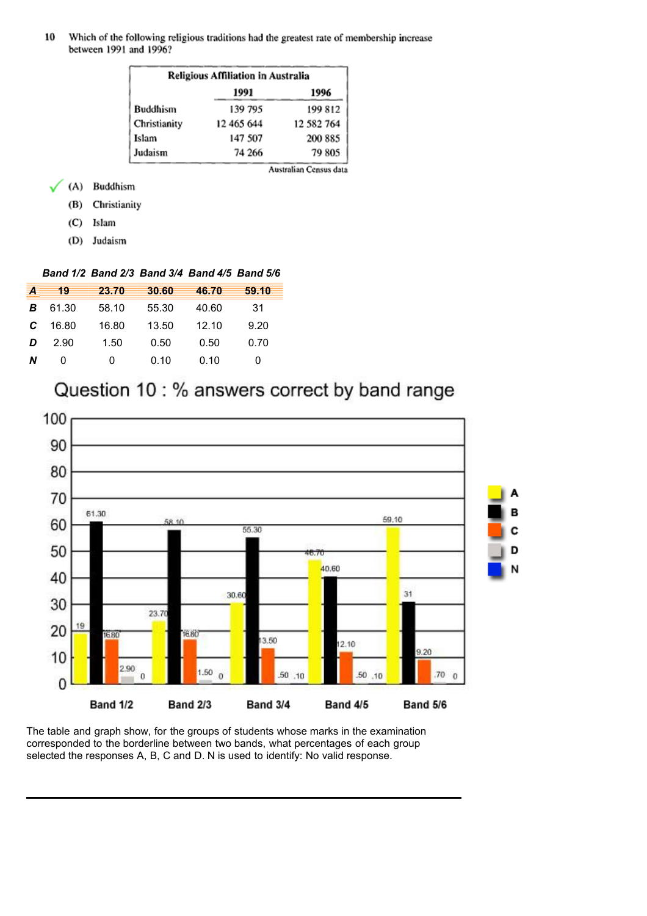10 Which of the following religious traditions had the greatest rate of membership increase between 1991 and 1996?

**Religious Affiliation in Australia**

| | 1991 | 1996 |
|---|---|---|
| Buddhism | 139 795 | 199 812 |
| Christianity | 12 465 644 | 12 582 764 |
| Islam | 147 507 | 200 885 |
| Judaism | 74 266 | 79 805 |

Australian Census data

✓ (A) Buddhism

(B) Christianity

(C) Islam

(D) Judaism

| | *Band 1/2* | *Band 2/3* | *Band 3/4* | *Band 4/5* | *Band 5/6* |
|---|---|---|---|---|---|
| ***A*** | **19** | **23.70** | **30.60** | **46.70** | **59.10** |
| ***B*** | 61.30 | 58.10 | 55.30 | 40.60 | 31 |
| ***C*** | 16.80 | 16.80 | 13.50 | 12.10 | 9.20 |
| ***D*** | 2.90 | 1.50 | 0.50 | 0.50 | 0.70 |
| ***N*** | 0 | 0 | 0.10 | 0.10 | 0 |

Question 10 : % answers correct by band range

100
90
80
70
60
50
40
30
20
10
0

Band 1/2: 19, 61.30, 16.80, 2.90, 0
Band 2/3: 23.70, 58.10, 16.80, 1.50, 0
Band 3/4: 30.60, 55.30, 13.50, .50, .10
Band 4/5: 46.70, 40.60, 12.10, .50, .10
Band 5/6: 59.10, 31, 9.20, .70, 0

A
B
C
D
N

The table and graph show, for the groups of students whose marks in the examination corresponded to the borderline between two bands, what percentages of each group selected the responses A, B, C and D. N is used to identify: No valid response.